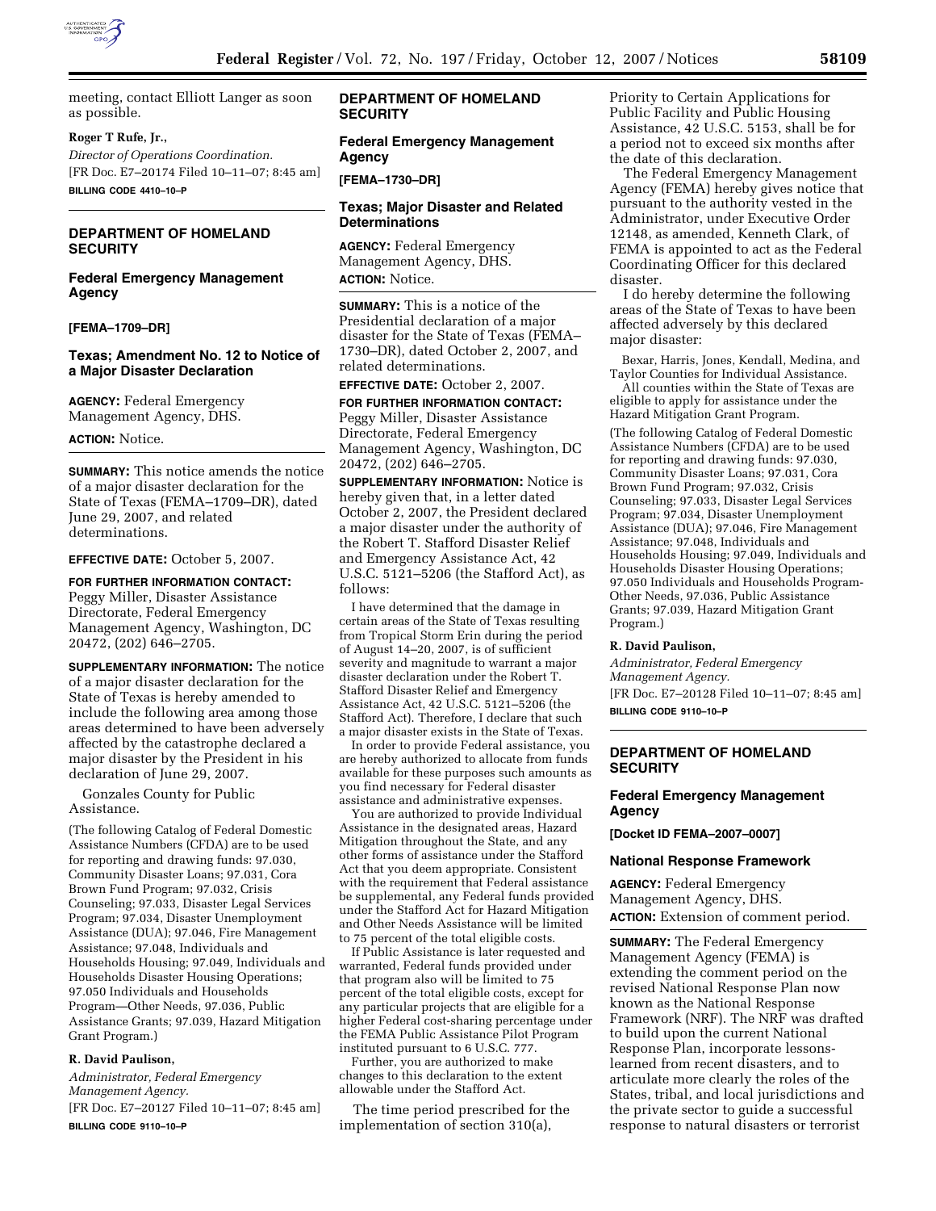meeting, contact Elliott Langer as soon as possible.

**Roger T Rufe, Jr.,**

*Director of Operations Coordination.*

[FR Doc. E7–20174 Filed 10–11–07; 8:45 am]

**BILLING CODE 4410–10–P**

---

## DEPARTMENT OF HOMELAND SECURITY

### Federal Emergency Management Agency

**[FEMA–1709–DR]**

### Texas; Amendment No. 12 to Notice of a Major Disaster Declaration

**AGENCY:** Federal Emergency Management Agency, DHS.

**ACTION:** Notice.

**SUMMARY:** This notice amends the notice of a major disaster declaration for the State of Texas (FEMA–1709–DR), dated June 29, 2007, and related determinations.

**EFFECTIVE DATE:** October 5, 2007.

**FOR FURTHER INFORMATION CONTACT:** Peggy Miller, Disaster Assistance Directorate, Federal Emergency Management Agency, Washington, DC 20472, (202) 646–2705.

**SUPPLEMENTARY INFORMATION:** The notice of a major disaster declaration for the State of Texas is hereby amended to include the following area among those areas determined to have been adversely affected by the catastrophe declared a major disaster by the President in his declaration of June 29, 2007.

Gonzales County for Public Assistance.

(The following Catalog of Federal Domestic Assistance Numbers (CFDA) are to be used for reporting and drawing funds: 97.030, Community Disaster Loans; 97.031, Cora Brown Fund Program; 97.032, Crisis Counseling; 97.033, Disaster Legal Services Program; 97.034, Disaster Unemployment Assistance (DUA); 97.046, Fire Management Assistance; 97.048, Individuals and Households Housing; 97.049, Individuals and Households Disaster Housing Operations; 97.050 Individuals and Households Program—Other Needs, 97.036, Public Assistance Grants; 97.039, Hazard Mitigation Grant Program.)

**R. David Paulison,**

*Administrator, Federal Emergency Management Agency.*

[FR Doc. E7–20127 Filed 10–11–07; 8:45 am]

**BILLING CODE 9110–10–P**

---

## DEPARTMENT OF HOMELAND SECURITY

### Federal Emergency Management Agency

**[FEMA–1730–DR]**

### Texas; Major Disaster and Related Determinations

**AGENCY:** Federal Emergency Management Agency, DHS.

**ACTION:** Notice.

**SUMMARY:** This is a notice of the Presidential declaration of a major disaster for the State of Texas (FEMA–1730–DR), dated October 2, 2007, and related determinations.

**EFFECTIVE DATE:** October 2, 2007.

**FOR FURTHER INFORMATION CONTACT:** Peggy Miller, Disaster Assistance Directorate, Federal Emergency Management Agency, Washington, DC 20472, (202) 646–2705.

**SUPPLEMENTARY INFORMATION:** Notice is hereby given that, in a letter dated October 2, 2007, the President declared a major disaster under the authority of the Robert T. Stafford Disaster Relief and Emergency Assistance Act, 42 U.S.C. 5121–5206 (the Stafford Act), as follows:

I have determined that the damage in certain areas of the State of Texas resulting from Tropical Storm Erin during the period of August 14–20, 2007, is of sufficient severity and magnitude to warrant a major disaster declaration under the Robert T. Stafford Disaster Relief and Emergency Assistance Act, 42 U.S.C. 5121–5206 (the Stafford Act). Therefore, I declare that such a major disaster exists in the State of Texas.

In order to provide Federal assistance, you are hereby authorized to allocate from funds available for these purposes such amounts as you find necessary for Federal disaster assistance and administrative expenses.

You are authorized to provide Individual Assistance in the designated areas, Hazard Mitigation throughout the State, and any other forms of assistance under the Stafford Act that you deem appropriate. Consistent with the requirement that Federal assistance be supplemental, any Federal funds provided under the Stafford Act for Hazard Mitigation and Other Needs Assistance will be limited to 75 percent of the total eligible costs.

If Public Assistance is later requested and warranted, Federal funds provided under that program also will be limited to 75 percent of the total eligible costs, except for any particular projects that are eligible for a higher Federal cost-sharing percentage under the FEMA Public Assistance Pilot Program instituted pursuant to 6 U.S.C. 777.

Further, you are authorized to make changes to this declaration to the extent allowable under the Stafford Act.

The time period prescribed for the implementation of section 310(a), Priority to Certain Applications for Public Facility and Public Housing Assistance, 42 U.S.C. 5153, shall be for a period not to exceed six months after the date of this declaration.

The Federal Emergency Management Agency (FEMA) hereby gives notice that pursuant to the authority vested in the Administrator, under Executive Order 12148, as amended, Kenneth Clark, of FEMA is appointed to act as the Federal Coordinating Officer for this declared disaster.

I do hereby determine the following areas of the State of Texas to have been affected adversely by this declared major disaster:

Bexar, Harris, Jones, Kendall, Medina, and Taylor Counties for Individual Assistance.

All counties within the State of Texas are eligible to apply for assistance under the Hazard Mitigation Grant Program.

(The following Catalog of Federal Domestic Assistance Numbers (CFDA) are to be used for reporting and drawing funds: 97.030, Community Disaster Loans; 97.031, Cora Brown Fund Program; 97.032, Crisis Counseling; 97.033, Disaster Legal Services Program; 97.034, Disaster Unemployment Assistance (DUA); 97.046, Fire Management Assistance; 97.048, Individuals and Households Housing; 97.049, Individuals and Households Disaster Housing Operations; 97.050 Individuals and Households Program-Other Needs, 97.036, Public Assistance Grants; 97.039, Hazard Mitigation Grant Program.)

**R. David Paulison,**

*Administrator, Federal Emergency Management Agency.*

[FR Doc. E7–20128 Filed 10–11–07; 8:45 am]

**BILLING CODE 9110–10–P**

---

## DEPARTMENT OF HOMELAND SECURITY

### Federal Emergency Management Agency

**[Docket ID FEMA–2007–0007]**

### National Response Framework

**AGENCY:** Federal Emergency Management Agency, DHS.

**ACTION:** Extension of comment period.

**SUMMARY:** The Federal Emergency Management Agency (FEMA) is extending the comment period on the revised National Response Plan now known as the National Response Framework (NRF). The NRF was drafted to build upon the current National Response Plan, incorporate lessons-learned from recent disasters, and to articulate more clearly the roles of the States, tribal, and local jurisdictions and the private sector to guide a successful response to natural disasters or terrorist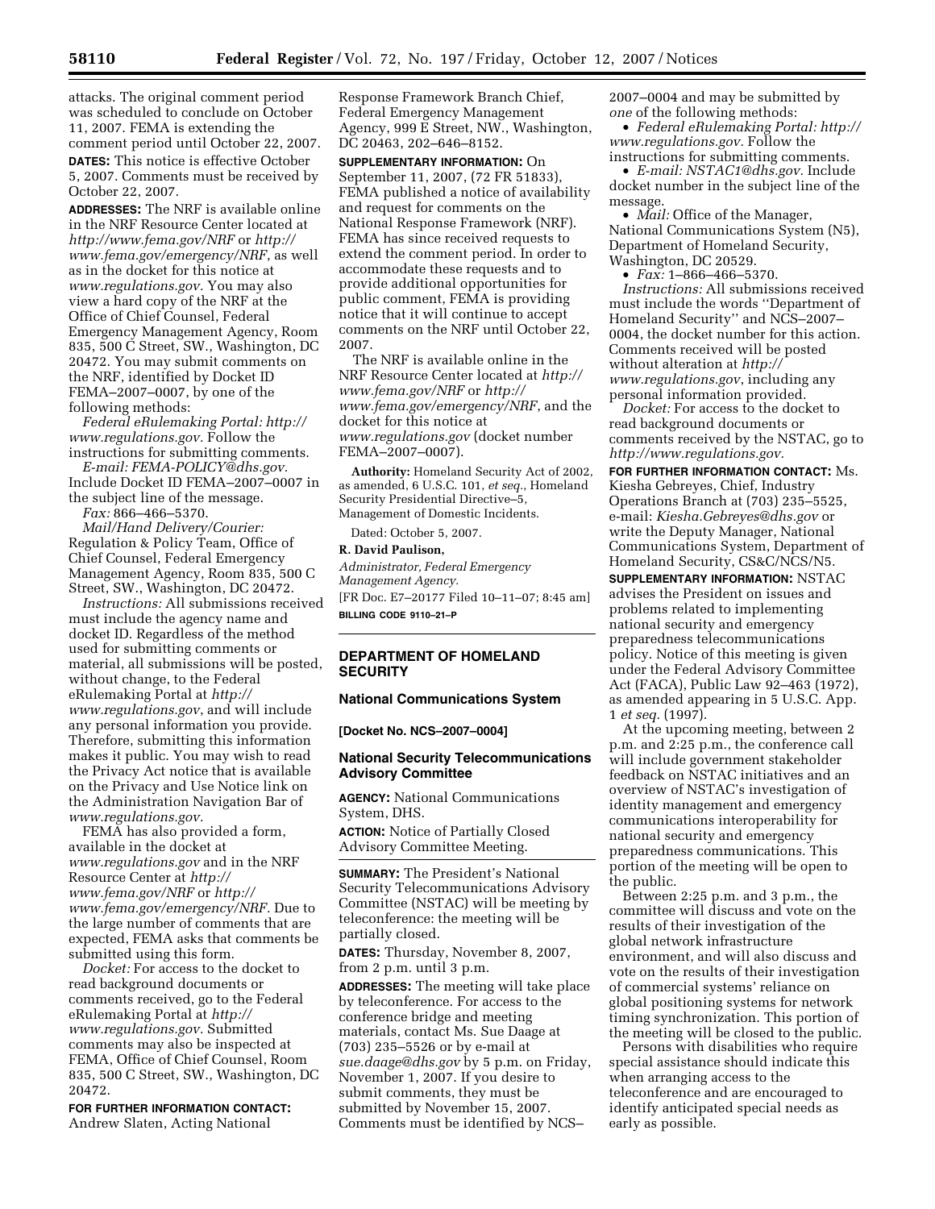attacks. The original comment period was scheduled to conclude on October 11, 2007. FEMA is extending the comment period until October 22, 2007.

**DATES:** This notice is effective October 5, 2007. Comments must be received by October 22, 2007.

**ADDRESSES:** The NRF is available online in the NRF Resource Center located at *http://www.fema.gov/NRF* or *http://www.fema.gov/emergency/NRF*, as well as in the docket for this notice at *www.regulations.gov*. You may also view a hard copy of the NRF at the Office of Chief Counsel, Federal Emergency Management Agency, Room 835, 500 C Street, SW., Washington, DC 20472. You may submit comments on the NRF, identified by Docket ID FEMA–2007–0007, by one of the following methods:

*Federal eRulemaking Portal: http://www.regulations.gov*. Follow the instructions for submitting comments.

*E-mail: FEMA-POLICY@dhs.gov*. Include Docket ID FEMA–2007–0007 in the subject line of the message.

*Fax:* 866–466–5370.

*Mail/Hand Delivery/Courier:* Regulation & Policy Team, Office of Chief Counsel, Federal Emergency Management Agency, Room 835, 500 C Street, SW., Washington, DC 20472.

*Instructions:* All submissions received must include the agency name and docket ID. Regardless of the method used for submitting comments or material, all submissions will be posted, without change, to the Federal eRulemaking Portal at *http://www.regulations.gov*, and will include any personal information you provide. Therefore, submitting this information makes it public. You may wish to read the Privacy Act notice that is available on the Privacy and Use Notice link on the Administration Navigation Bar of *www.regulations.gov*.

FEMA has also provided a form, available in the docket at *www.regulations.gov* and in the NRF Resource Center at *http://www.fema.gov/NRF* or *http://www.fema.gov/emergency/NRF*. Due to the large number of comments that are expected, FEMA asks that comments be submitted using this form.

*Docket:* For access to the docket to read background documents or comments received, go to the Federal eRulemaking Portal at *http://www.regulations.gov*. Submitted comments may also be inspected at FEMA, Office of Chief Counsel, Room 835, 500 C Street, SW., Washington, DC 20472.

**FOR FURTHER INFORMATION CONTACT:** Andrew Slaten, Acting National Response Framework Branch Chief, Federal Emergency Management Agency, 999 E Street, NW., Washington, DC 20463, 202–646–8152.

**SUPPLEMENTARY INFORMATION:** On September 11, 2007, (72 FR 51833), FEMA published a notice of availability and request for comments on the National Response Framework (NRF). FEMA has since received requests to extend the comment period. In order to accommodate these requests and to provide additional opportunities for public comment, FEMA is providing notice that it will continue to accept comments on the NRF until October 22, 2007.

The NRF is available online in the NRF Resource Center located at *http://www.fema.gov/NRF* or *http://www.fema.gov/emergency/NRF*, and the docket for this notice at *www.regulations.gov* (docket number FEMA–2007–0007).

**Authority:** Homeland Security Act of 2002, as amended, 6 U.S.C. 101, *et seq.*, Homeland Security Presidential Directive–5, Management of Domestic Incidents.

Dated: October 5, 2007.

**R. David Paulison,**

*Administrator, Federal Emergency Management Agency.*

[FR Doc. E7–20177 Filed 10–11–07; 8:45 am]

**BILLING CODE 9110–21–P**

## DEPARTMENT OF HOMELAND SECURITY

### National Communications System

**[Docket No. NCS–2007–0004]**

### National Security Telecommunications Advisory Committee

**AGENCY:** National Communications System, DHS.

**ACTION:** Notice of Partially Closed Advisory Committee Meeting.

**SUMMARY:** The President's National Security Telecommunications Advisory Committee (NSTAC) will be meeting by teleconference: the meeting will be partially closed.

**DATES:** Thursday, November 8, 2007, from 2 p.m. until 3 p.m.

**ADDRESSES:** The meeting will take place by teleconference. For access to the conference bridge and meeting materials, contact Ms. Sue Daage at (703) 235–5526 or by e-mail at *sue.daage@dhs.gov* by 5 p.m. on Friday, November 1, 2007. If you desire to submit comments, they must be submitted by November 15, 2007. Comments must be identified by NCS–2007–0004 and may be submitted by *one* of the following methods:

- *Federal eRulemaking Portal: http://www.regulations.gov*. Follow the instructions for submitting comments.
- *E-mail: NSTAC1@dhs.gov*. Include docket number in the subject line of the message.
- *Mail:* Office of the Manager, National Communications System (N5), Department of Homeland Security, Washington, DC 20529.
- *Fax:* 1–866–466–5370.

*Instructions:* All submissions received must include the words ''Department of Homeland Security'' and NCS–2007–0004, the docket number for this action. Comments received will be posted without alteration at *http://www.regulations.gov*, including any personal information provided.

*Docket:* For access to the docket to read background documents or comments received by the NSTAC, go to *http://www.regulations.gov*.

**FOR FURTHER INFORMATION CONTACT:** Ms. Kiesha Gebreyes, Chief, Industry Operations Branch at (703) 235–5525, e-mail: *Kiesha.Gebreyes@dhs.gov* or write the Deputy Manager, National Communications System, Department of Homeland Security, CS&C/NCS/N5.

**SUPPLEMENTARY INFORMATION:** NSTAC advises the President on issues and problems related to implementing national security and emergency preparedness telecommunications policy. Notice of this meeting is given under the Federal Advisory Committee Act (FACA), Public Law 92–463 (1972), as amended appearing in 5 U.S.C. App. 1 *et seq.* (1997).

At the upcoming meeting, between 2 p.m. and 2:25 p.m., the conference call will include government stakeholder feedback on NSTAC initiatives and an overview of NSTAC's investigation of identity management and emergency communications interoperability for national security and emergency preparedness communications. This portion of the meeting will be open to the public.

Between 2:25 p.m. and 3 p.m., the committee will discuss and vote on the results of their investigation of the global network infrastructure environment, and will also discuss and vote on the results of their investigation of commercial systems' reliance on global positioning systems for network timing synchronization. This portion of the meeting will be closed to the public.

Persons with disabilities who require special assistance should indicate this when arranging access to the teleconference and are encouraged to identify anticipated special needs as early as possible.